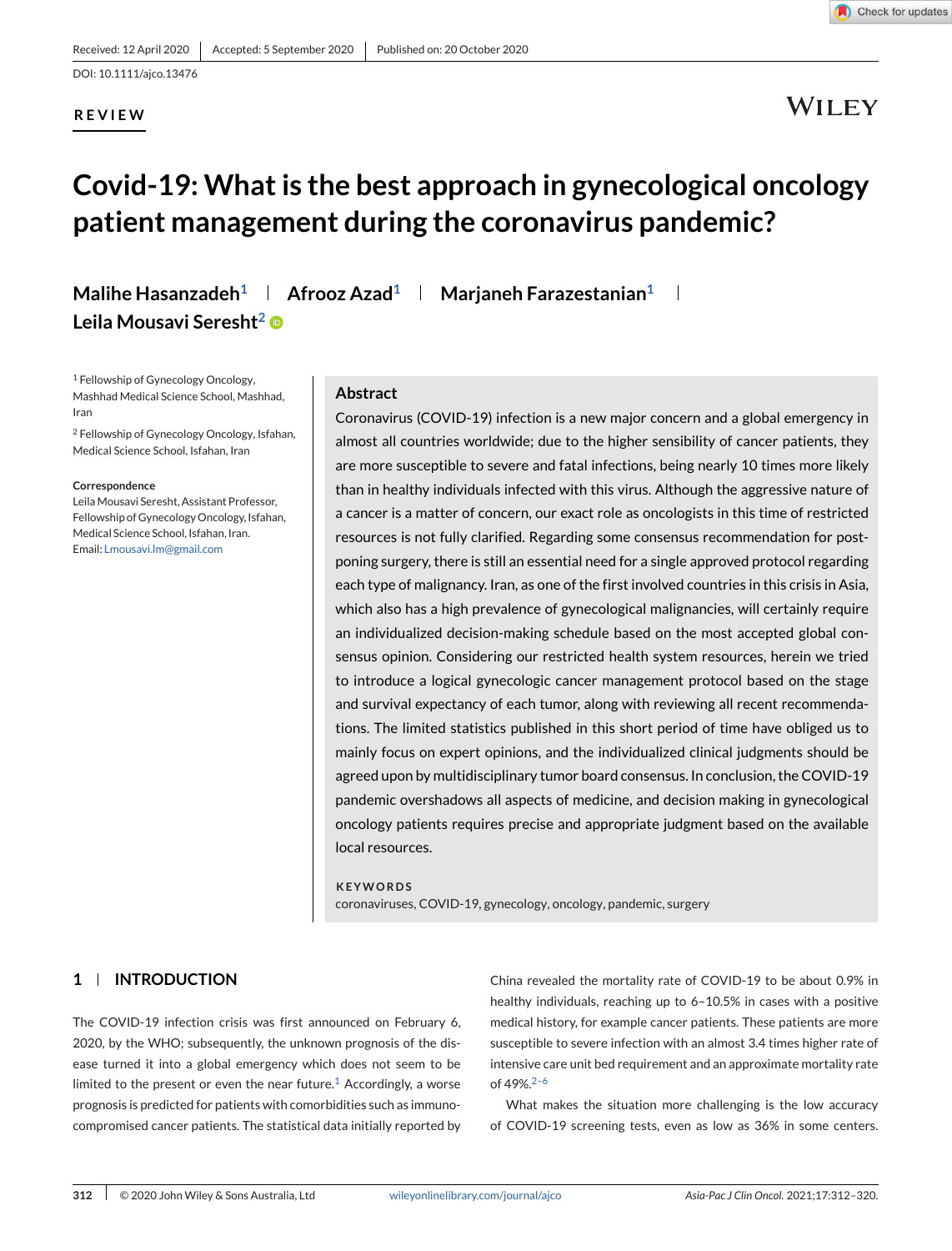Received: 12 April 2020 | Accepted: 5 September 2020 | Published on: 20 October 2020

DOI: 10.1111/ajco.13476

**REVIEW**

# Covid-19: What is the best approach in gynecological oncology patient management during the coronavirus pandemic?

**Malihe Hasanzadeh**[1] | **Afrooz Azad**[1] | **Marjaneh Farazestanian**[1] | **Leila Mousavi Seresht**[2]

[1] Fellowship of Gynecology Oncology, Mashhad Medical Science School, Mashhad, Iran

[2] Fellowship of Gynecology Oncology, Isfahan, Medical Science School, Isfahan, Iran

**Correspondence**
Leila Mousavi Seresht, Assistant Professor, Fellowship of Gynecology Oncology, Isfahan, Medical Science School, Isfahan, Iran.
Email: Lmousavi.lm@gmail.com

## Abstract

Coronavirus (COVID-19) infection is a new major concern and a global emergency in almost all countries worldwide; due to the higher sensibility of cancer patients, they are more susceptible to severe and fatal infections, being nearly 10 times more likely than in healthy individuals infected with this virus. Although the aggressive nature of a cancer is a matter of concern, our exact role as oncologists in this time of restricted resources is not fully clarified. Regarding some consensus recommendation for postponing surgery, there is still an essential need for a single approved protocol regarding each type of malignancy. Iran, as one of the first involved countries in this crisis in Asia, which also has a high prevalence of gynecological malignancies, will certainly require an individualized decision-making schedule based on the most accepted global consensus opinion. Considering our restricted health system resources, herein we tried to introduce a logical gynecologic cancer management protocol based on the stage and survival expectancy of each tumor, along with reviewing all recent recommendations. The limited statistics published in this short period of time have obliged us to mainly focus on expert opinions, and the individualized clinical judgments should be agreed upon by multidisciplinary tumor board consensus. In conclusion, the COVID-19 pandemic overshadows all aspects of medicine, and decision making in gynecological oncology patients requires precise and appropriate judgment based on the available local resources.

**KEYWORDS**

coronaviruses, COVID-19, gynecology, oncology, pandemic, surgery

## 1 | INTRODUCTION

The COVID-19 infection crisis was first announced on February 6, 2020, by the WHO; subsequently, the unknown prognosis of the disease turned it into a global emergency which does not seem to be limited to the present or even the near future.[1] Accordingly, a worse prognosis is predicted for patients with comorbidities such as immunocompromised cancer patients. The statistical data initially reported by China revealed the mortality rate of COVID-19 to be about 0.9% in healthy individuals, reaching up to 6–10.5% in cases with a positive medical history, for example cancer patients. These patients are more susceptible to severe infection with an almost 3.4 times higher rate of intensive care unit bed requirement and an approximate mortality rate of 49%.[2–6]

What makes the situation more challenging is the low accuracy of COVID-19 screening tests, even as low as 36% in some centers.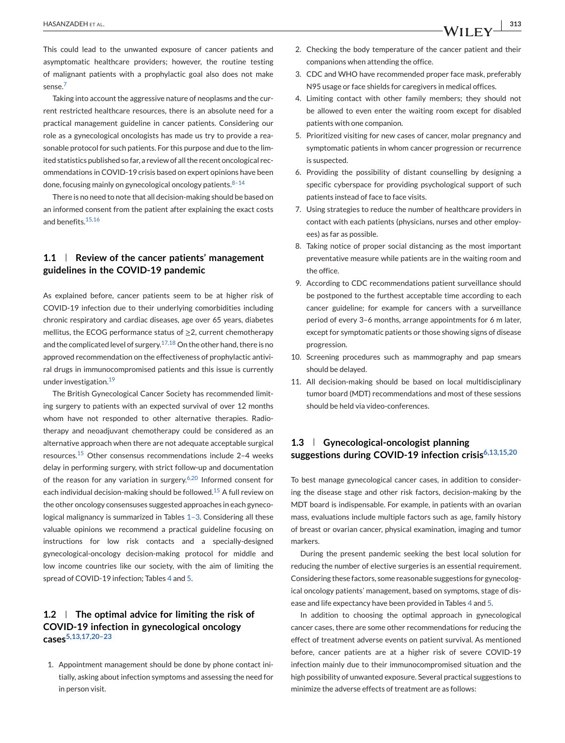This could lead to the unwanted exposure of cancer patients and asymptomatic healthcare providers; however, the routine testing of malignant patients with a prophylactic goal also does not make sense.[7]

Taking into account the aggressive nature of neoplasms and the current restricted healthcare resources, there is an absolute need for a practical management guideline in cancer patients. Considering our role as a gynecological oncologists has made us try to provide a reasonable protocol for such patients. For this purpose and due to the limited statistics published so far, a review of all the recent oncological recommendations in COVID-19 crisis based on expert opinions have been done, focusing mainly on gynecological oncology patients.[8–14]

There is no need to note that all decision-making should be based on an informed consent from the patient after explaining the exact costs and benefits.[15,16]

## 1.1 | Review of the cancer patients' management guidelines in the COVID-19 pandemic

As explained before, cancer patients seem to be at higher risk of COVID-19 infection due to their underlying comorbidities including chronic respiratory and cardiac diseases, age over 65 years, diabetes mellitus, the ECOG performance status of ≥2, current chemotherapy and the complicated level of surgery.[17,18] On the other hand, there is no approved recommendation on the effectiveness of prophylactic antiviral drugs in immunocompromised patients and this issue is currently under investigation.[19]

The British Gynecological Cancer Society has recommended limiting surgery to patients with an expected survival of over 12 months whom have not responded to other alternative therapies. Radiotherapy and neoadjuvant chemotherapy could be considered as an alternative approach when there are not adequate acceptable surgical resources.[15] Other consensus recommendations include 2–4 weeks delay in performing surgery, with strict follow-up and documentation of the reason for any variation in surgery.[6,20] Informed consent for each individual decision-making should be followed.[15] A full review on the other oncology consensuses suggested approaches in each gynecological malignancy is summarized in Tables 1–3. Considering all these valuable opinions we recommend a practical guideline focusing on instructions for low risk contacts and a specially-designed gynecological-oncology decision-making protocol for middle and low income countries like our society, with the aim of limiting the spread of COVID-19 infection; Tables 4 and 5.

## 1.2 | The optimal advice for limiting the risk of COVID-19 infection in gynecological oncology cases[5,13,17,20–23]

1. Appointment management should be done by phone contact initially, asking about infection symptoms and assessing the need for in person visit.
2. Checking the body temperature of the cancer patient and their companions when attending the office.
3. CDC and WHO have recommended proper face mask, preferably N95 usage or face shields for caregivers in medical offices.
4. Limiting contact with other family members; they should not be allowed to even enter the waiting room except for disabled patients with one companion.
5. Prioritized visiting for new cases of cancer, molar pregnancy and symptomatic patients in whom cancer progression or recurrence is suspected.
6. Providing the possibility of distant counselling by designing a specific cyberspace for providing psychological support of such patients instead of face to face visits.
7. Using strategies to reduce the number of healthcare providers in contact with each patients (physicians, nurses and other employees) as far as possible.
8. Taking notice of proper social distancing as the most important preventative measure while patients are in the waiting room and the office.
9. According to CDC recommendations patient surveillance should be postponed to the furthest acceptable time according to each cancer guideline; for example for cancers with a surveillance period of every 3–6 months, arrange appointments for 6 m later, except for symptomatic patients or those showing signs of disease progression.
10. Screening procedures such as mammography and pap smears should be delayed.
11. All decision-making should be based on local multidisciplinary tumor board (MDT) recommendations and most of these sessions should be held via video-conferences.

## 1.3 | Gynecological-oncologist planning suggestions during COVID-19 infection crisis[6,13,15,20]

To best manage gynecological cancer cases, in addition to considering the disease stage and other risk factors, decision-making by the MDT board is indispensable. For example, in patients with an ovarian mass, evaluations include multiple factors such as age, family history of breast or ovarian cancer, physical examination, imaging and tumor markers.

During the present pandemic seeking the best local solution for reducing the number of elective surgeries is an essential requirement. Considering these factors, some reasonable suggestions for gynecological oncology patients' management, based on symptoms, stage of disease and life expectancy have been provided in Tables 4 and 5.

In addition to choosing the optimal approach in gynecological cancer cases, there are some other recommendations for reducing the effect of treatment adverse events on patient survival. As mentioned before, cancer patients are at a higher risk of severe COVID-19 infection mainly due to their immunocompromised situation and the high possibility of unwanted exposure. Several practical suggestions to minimize the adverse effects of treatment are as follows: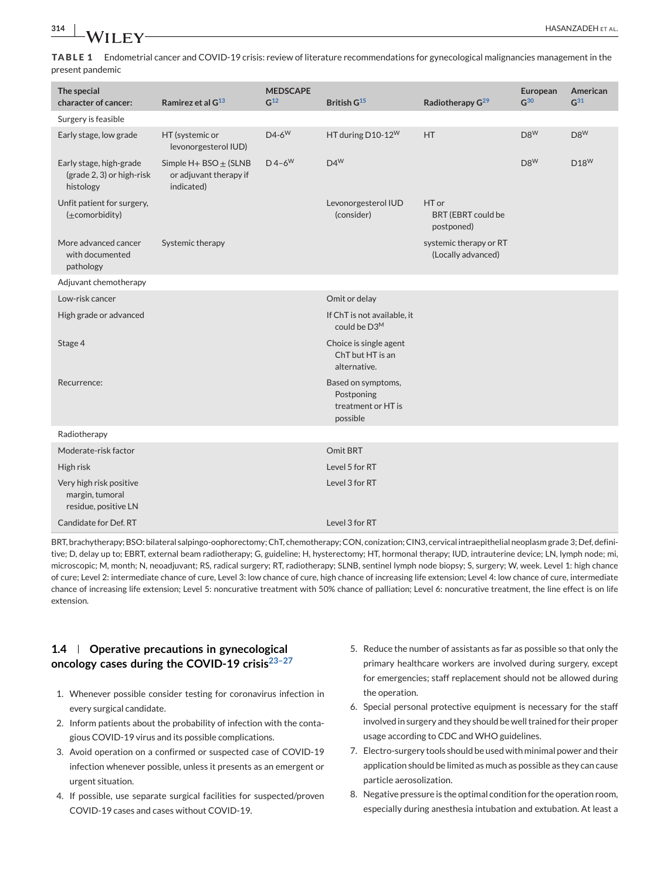**TABLE 1** Endometrial cancer and COVID-19 crisis: review of literature recommendations for gynecological malignancies management in the present pandemic

| The special character of cancer: | Ramirez et al G[13] | MEDSCAPE G[12] | British G[15] | Radiotherapy G[29] | European G[30] | American G[31] |
|---|---|---|---|---|---|---|
| Surgery is feasible | | | | | | |
| Early stage, low grade | HT (systemic or levonorgesterol IUD) | D4-6[W] | HT during D10-12[W] | HT | D8[W] | D8[W] |
| Early stage, high-grade (grade 2, 3) or high-risk histology | Simple H+ BSO ± (SLNB or adjuvant therapy if indicated) | D 4–6[W] | D4[W] | | D8[W] | D18[W] |
| Unfit patient for surgery, (±comorbidity) | | | Levonorgesterol IUD (consider) | HT or BRT (EBRT could be postponed) | | |
| More advanced cancer with documented pathology | Systemic therapy | | | systemic therapy or RT (Locally advanced) | | |
| Adjuvant chemotherapy | | | | | | |
| Low-risk cancer | | | Omit or delay | | | |
| High grade or advanced | | | If ChT is not available, it could be D3[M] | | | |
| Stage 4 | | | Choice is single agent ChT but HT is an alternative. | | | |
| Recurrence: | | | Based on symptoms, Postponing treatment or HT is possible | | | |
| Radiotherapy | | | | | | |
| Moderate-risk factor | | | Omit BRT | | | |
| High risk | | | Level 5 for RT | | | |
| Very high risk positive margin, tumoral residue, positive LN | | | Level 3 for RT | | | |
| Candidate for Def. RT | | | Level 3 for RT | | | |

BRT, brachytherapy; BSO: bilateral salpingo-oophorectomy; ChT, chemotherapy; CON, conization; CIN3, cervical intraepithelial neoplasm grade 3; Def, definitive; D, delay up to; EBRT, external beam radiotherapy; G, guideline; H, hysterectomy; HT, hormonal therapy; IUD, intrauterine device; LN, lymph node; mi, microscopic; M, month; N, neoadjuvant; RS, radical surgery; RT, radiotherapy; SLNB, sentinel lymph node biopsy; S, surgery; W, week. Level 1: high chance of cure; Level 2: intermediate chance of cure, Level 3: low chance of cure, high chance of increasing life extension; Level 4: low chance of cure, intermediate chance of increasing life extension; Level 5: noncurative treatment with 50% chance of palliation; Level 6: noncurative treatment, the line effect is on life extension.

## 1.4 | Operative precautions in gynecological oncology cases during the COVID-19 crisis[23–27]

1. Whenever possible consider testing for coronavirus infection in every surgical candidate.
2. Inform patients about the probability of infection with the contagious COVID-19 virus and its possible complications.
3. Avoid operation on a confirmed or suspected case of COVID-19 infection whenever possible, unless it presents as an emergent or urgent situation.
4. If possible, use separate surgical facilities for suspected/proven COVID-19 cases and cases without COVID-19.
5. Reduce the number of assistants as far as possible so that only the primary healthcare workers are involved during surgery, except for emergencies; staff replacement should not be allowed during the operation.
6. Special personal protective equipment is necessary for the staff involved in surgery and they should be well trained for their proper usage according to CDC and WHO guidelines.
7. Electro-surgery tools should be used with minimal power and their application should be limited as much as possible as they can cause particle aerosolization.
8. Negative pressure is the optimal condition for the operation room, especially during anesthesia intubation and extubation. At least a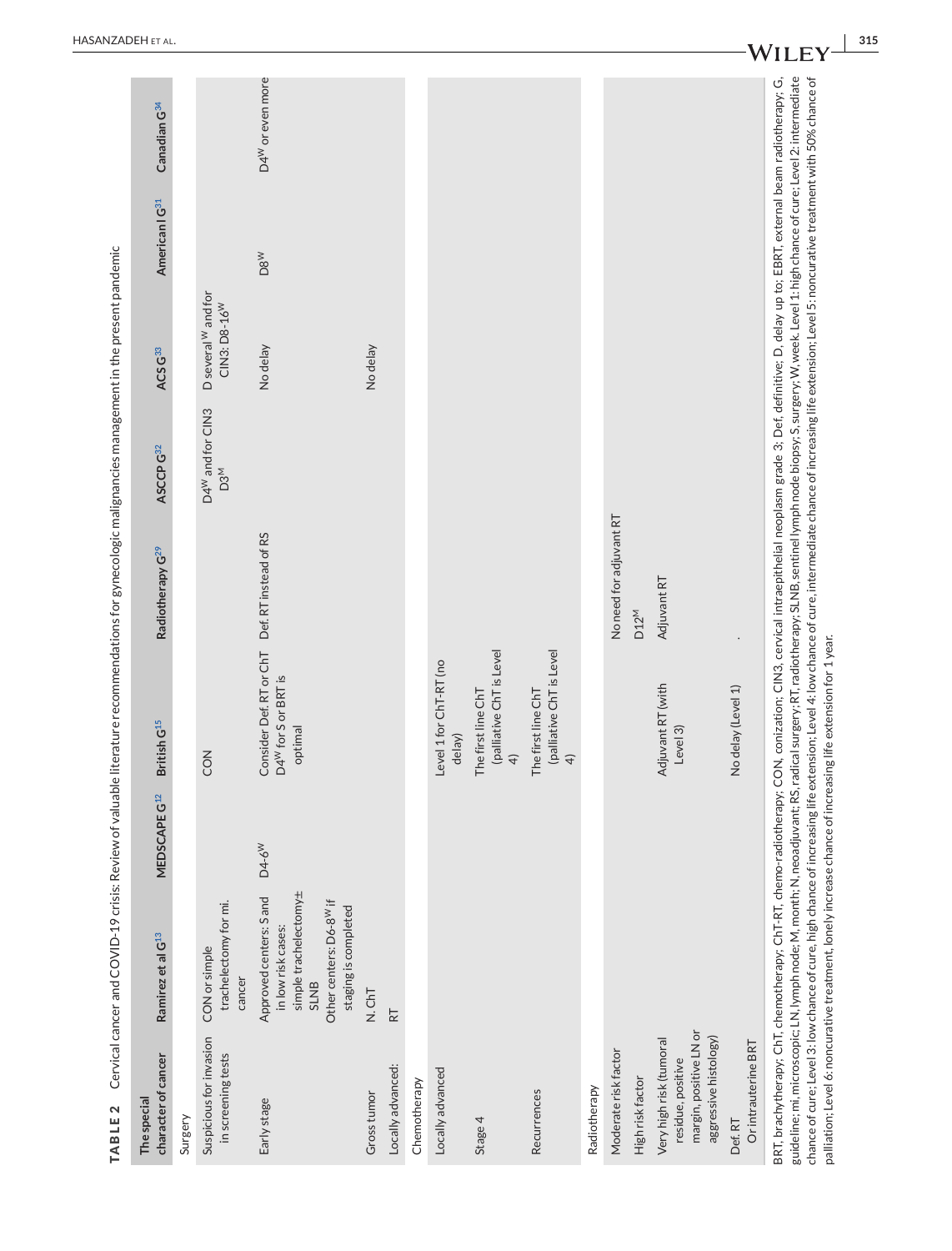**TABLE 2** Cervical cancer and COVID-19 crisis: Review of valuable literature recommendations for gynecologic malignancies management in the present pandemic

| The special character of cancer | Ramirez et al G[13] | MEDSCAPE G[12] | British G[15] | Radiotherapy G[29] | ASCCP G[32] | ACS G[33] | American I G[31] | Canadian G[34] |
|---|---|---|---|---|---|---|---|---|
| Surgery | | | | | | | | |
| Suspicious for invasion in screening tests | CON or simple trachelectomy for mi. cancer | | CON | | D4$^{W}$ and for CIN3 D3$^{M}$ | D several $^{W}$ and for CIN3: D8-16$^{W}$ | | |
| Early stage | Approved centers: S and in low risk cases: simple trachelectomy± SLNB Other centers: D6-8$^{W}$ if staging is completed | D4-6$^{W}$ | Consider Def. RT or ChT D4$^{W}$ for S or BRT is optimal | Def. RT instead of RS | | No delay | D8$^{W}$ | D4$^{W}$ or even more |
| Gross tumor | N. ChT | | | | | | | |
| Locally advanced: | RT | | | | | No delay | | |
| Chemotherapy | | | | | | | | |
| Locally advanced | | | Level 1 for ChT-RT (no delay) | | | | | |
| Stage 4 | | | The first line ChT (palliative ChT is Level 4) | | | | | |
| Recurrences | | | The first line ChT (palliative ChT is Level 4) | | | | | |
| Radiotherapy | | | | | | | | |
| Moderate risk factor | | | | No need for adjuvant RT | | | | |
| High risk factor | | | | D12$^{M}$ | | | | |
| Very high risk (tumoral residue, positive margin, positive LN or aggressive histology) | | | Adjuvant RT (with Level 3) | Adjuvant RT | | | | |
| Def. RT Or intrauterine BRT | | | No delay (Level 1) | . | | | | |

BRT, brachytherapy; ChT, chemotherapy; ChT-RT, chemo-radiotherapy; CON, conization; CIN3, cervical intraepithelial neoplasm grade 3; Def, definitive; D, delay up to; EBRT, external beam radiotherapy; G, guideline; mi, microscopic; LN, lymph node; M, month; N, neoadjuvant; RS, radical surgery; RT, radiotherapy; SLNB, sentinel lymph node biopsy; S, surgery; W, week. Level 1: high chance of cure; Level 2: intermediate chance of cure; Level 3: low chance of cure, high chance of increasing life extension; Level 4: low chance of cure, intermediate chance of increasing life extension; Level 5: noncurative treatment with 50% chance of palliation; Level 6: noncurative treatment, lonely increase chance of increasing life extension for 1 year.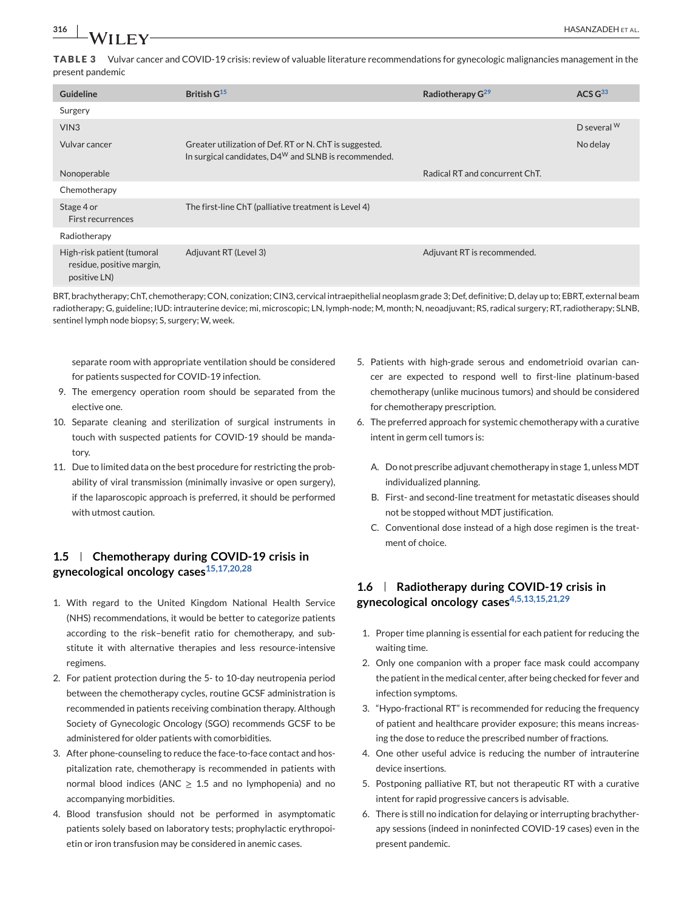**TABLE 3** Vulvar cancer and COVID-19 crisis: review of valuable literature recommendations for gynecologic malignancies management in the present pandemic

| Guideline | British G[15] | Radiotherapy G[29] | ACS G[33] |
|---|---|---|---|
| Surgery | | | |
| VIN3 | | | D several $^{W}$ |
| Vulvar cancer | Greater utilization of Def. RT or N. ChT is suggested. In surgical candidates, D4$^{W}$ and SLNB is recommended. | | No delay |
| Nonoperable | | Radical RT and concurrent ChT. | |
| Chemotherapy | | | |
| Stage 4 or First recurrences | The first-line ChT (palliative treatment is Level 4) | | |
| Radiotherapy | | | |
| High-risk patient (tumoral residue, positive margin, positive LN) | Adjuvant RT (Level 3) | Adjuvant RT is recommended. | |

BRT, brachytherapy; ChT, chemotherapy; CON, conization; CIN3, cervical intraepithelial neoplasm grade 3; Def, definitive; D, delay up to; EBRT, external beam radiotherapy; G, guideline; IUD: intrauterine device; mi, microscopic; LN, lymph-node; M, month; N, neoadjuvant; RS, radical surgery; RT, radiotherapy; SLNB, sentinel lymph node biopsy; S, surgery; W, week.

separate room with appropriate ventilation should be considered for patients suspected for COVID-19 infection.

9. The emergency operation room should be separated from the elective one.
10. Separate cleaning and sterilization of surgical instruments in touch with suspected patients for COVID-19 should be mandatory.
11. Due to limited data on the best procedure for restricting the probability of viral transmission (minimally invasive or open surgery), if the laparoscopic approach is preferred, it should be performed with utmost caution.

## 1.5 | Chemotherapy during COVID-19 crisis in gynecological oncology cases[15,17,20,28]

1. With regard to the United Kingdom National Health Service (NHS) recommendations, it would be better to categorize patients according to the risk–benefit ratio for chemotherapy, and substitute it with alternative therapies and less resource-intensive regimens.
2. For patient protection during the 5- to 10-day neutropenia period between the chemotherapy cycles, routine GCSF administration is recommended in patients receiving combination therapy. Although Society of Gynecologic Oncology (SGO) recommends GCSF to be administered for older patients with comorbidities.
3. After phone-counseling to reduce the face-to-face contact and hospitalization rate, chemotherapy is recommended in patients with normal blood indices (ANC $\geq$ 1.5 and no lymphopenia) and no accompanying morbidities.
4. Blood transfusion should not be performed in asymptomatic patients solely based on laboratory tests; prophylactic erythropoietin or iron transfusion may be considered in anemic cases.
5. Patients with high-grade serous and endometrioid ovarian cancer are expected to respond well to first-line platinum-based chemotherapy (unlike mucinous tumors) and should be considered for chemotherapy prescription.
6. The preferred approach for systemic chemotherapy with a curative intent in germ cell tumors is:

   A. Do not prescribe adjuvant chemotherapy in stage 1, unless MDT individualized planning.

   B. First- and second-line treatment for metastatic diseases should not be stopped without MDT justification.

   C. Conventional dose instead of a high dose regimen is the treatment of choice.

## 1.6 | Radiotherapy during COVID-19 crisis in gynecological oncology cases[4,5,13,15,21,29]

1. Proper time planning is essential for each patient for reducing the waiting time.
2. Only one companion with a proper face mask could accompany the patient in the medical center, after being checked for fever and infection symptoms.
3. "Hypo-fractional RT" is recommended for reducing the frequency of patient and healthcare provider exposure; this means increasing the dose to reduce the prescribed number of fractions.
4. One other useful advice is reducing the number of intrauterine device insertions.
5. Postponing palliative RT, but not therapeutic RT with a curative intent for rapid progressive cancers is advisable.
6. There is still no indication for delaying or interrupting brachytherapy sessions (indeed in noninfected COVID-19 cases) even in the present pandemic.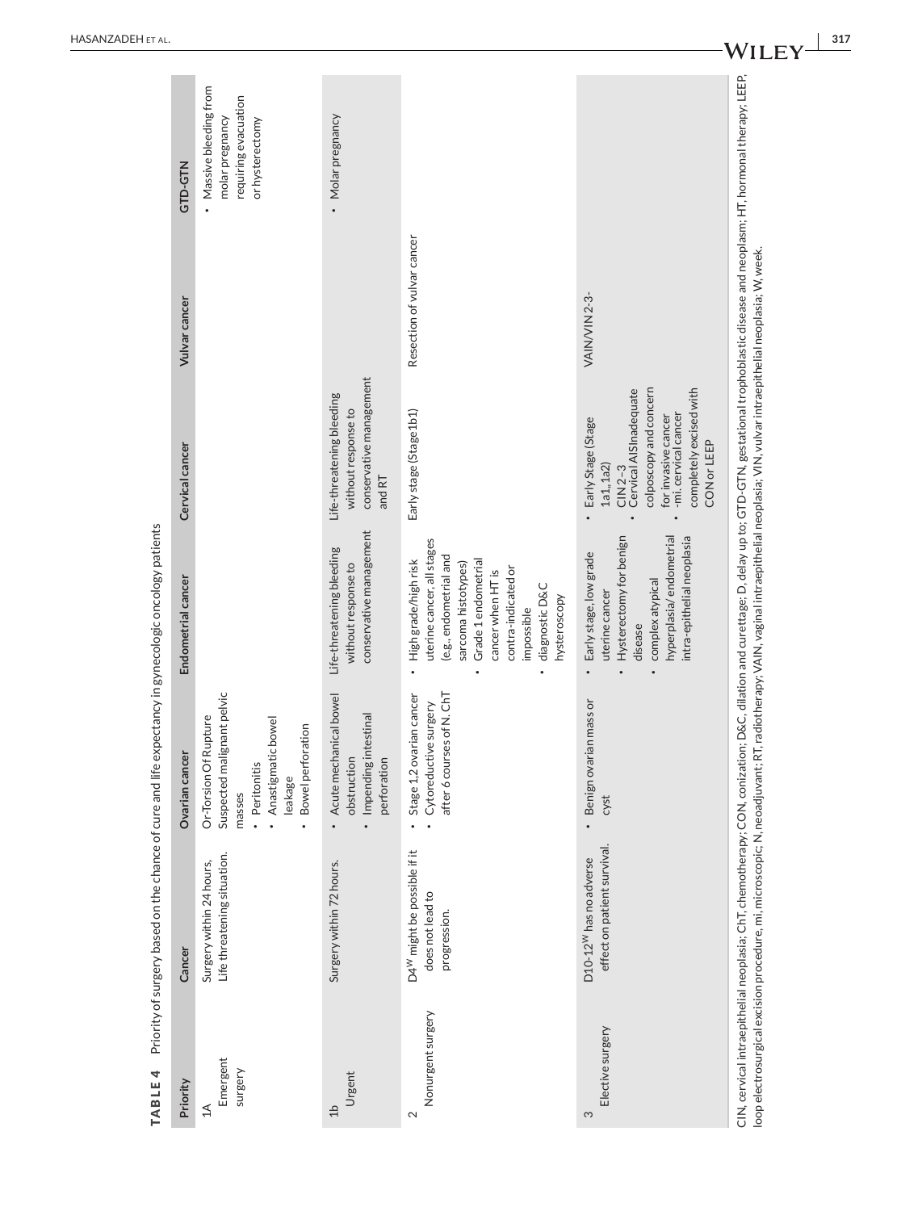**TABLE 4** Priority of surgery based on the chance of cure and life expectancy in gynecologic oncology patients

| Priority | Cancer | Ovarian cancer | Endometrial cancer | Cervical cancer | Vulvar cancer | GTD-GTN |
|---|---|---|---|---|---|---|
| 1A Emergent surgery | Surgery within 24 hours, Life threatening situation. | Or-Torsion Of Rupture Suspected malignant pelvic masses • Peritonitis • Anastigmatic bowel leakage • Bowel perforation | | | | • Massive bleeding from molar pregnancy requiring evacuation or hysterectomy |
| 1b Urgent | Surgery within 72 hours. | • Acute mechanical bowel obstruction • Impending intestinal perforation | Life-threatening bleeding without response to conservative management | Life-threatening bleeding without response to conservative management and RT | | • Molar pregnancy |
| 2 Nonurgent surgery | D4[W] might be possible if it does not lead to progression. | • Stage 1,2 ovarian cancer • Cytoreductive surgery after 6 courses of N. ChT | • High grade/high risk uterine cancer, all stages (e.g., endometrial and sarcoma histotypes) • Grade 1 endometrial cancer when HT is contra-indicated or impossible • diagnostic D&C hysteroscopy | Early stage (Stage1b1) | Resection of vulvar cancer | |
| 3 Elective surgery | D10-12[W] has no adverse effect on patient survival. | • Benign ovarian mass or cyst | • Early stage, low grade uterine cancer • Hysterectomy for benign disease • complex atypical hyperplasia/ endometrial intra-epithelial neoplasia | • Early Stage (Stage 1a1,1a2) CIN 2–3 • Cervical AISInadequate colposcopy and concern for invasive cancer • -mi. cervical cancer completely excised with CON or LEEP | VAIN/VIN 2-3- | |

CIN, cervical intraepithelial neoplasia; ChT, chemotherapy; CON, conization; D&C, dilation and curettage; D, delay up to; GTD-GTN, gestational trophoblastic disease and neoplasm; HT, hormonal therapy; LEEP, loop electrosurgical excision procedure, mi, microscopic; N, neoadjuvant; RT, radiotherapy; VAIN, vaginal intraepithelial neoplasia; VIN, vulvar intraepithelial neoplasia; W, week.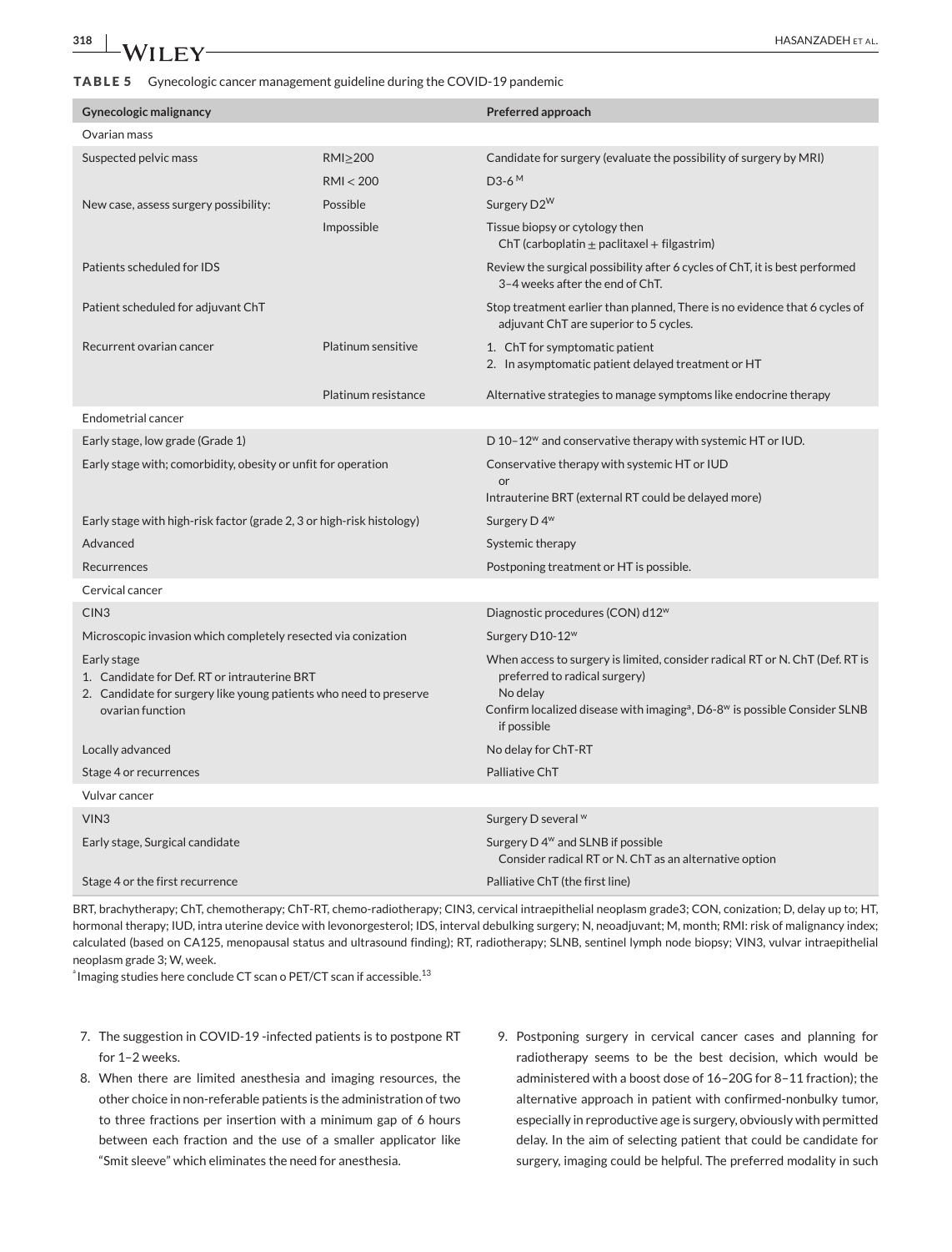**TABLE 5** Gynecologic cancer management guideline during the COVID-19 pandemic

| Gynecologic malignancy | | Preferred approach |
|---|---|---|
| Ovarian mass | | |
| Suspected pelvic mass | RMI≥200 | Candidate for surgery (evaluate the possibility of surgery by MRI) |
| | RMI < 200 | D3-6 [M] |
| New case, assess surgery possibility: | Possible | Surgery D2[W] |
| | Impossible | Tissue biopsy or cytology then ChT (carboplatin ± paclitaxel + filgastrim) |
| Patients scheduled for IDS | | Review the surgical possibility after 6 cycles of ChT, it is best performed 3–4 weeks after the end of ChT. |
| Patient scheduled for adjuvant ChT | | Stop treatment earlier than planned, There is no evidence that 6 cycles of adjuvant ChT are superior to 5 cycles. |
| Recurrent ovarian cancer | Platinum sensitive | 1. ChT for symptomatic patient<br>2. In asymptomatic patient delayed treatment or HT |
| | Platinum resistance | Alternative strategies to manage symptoms like endocrine therapy |
| Endometrial cancer | | |
| Early stage, low grade (Grade 1) | | D 10–12[w] and conservative therapy with systemic HT or IUD. |
| Early stage with; comorbidity, obesity or unfit for operation | | Conservative therapy with systemic HT or IUD<br>or<br>Intrauterine BRT (external RT could be delayed more) |
| Early stage with high-risk factor (grade 2, 3 or high-risk histology) | | Surgery D 4[w] |
| Advanced | | Systemic therapy |
| Recurrences | | Postponing treatment or HT is possible. |
| Cervical cancer | | |
| CIN3 | | Diagnostic procedures (CON) d12[w] |
| Microscopic invasion which completely resected via conization | | Surgery D10-12[w] |
| Early stage<br>1. Candidate for Def. RT or intrauterine BRT<br>2. Candidate for surgery like young patients who need to preserve ovarian function | | When access to surgery is limited, consider radical RT or N. ChT (Def. RT is preferred to radical surgery)<br>No delay<br>Confirm localized disease with imaging[a], D6-8[w] is possible Consider SLNB if possible |
| Locally advanced | | No delay for ChT-RT |
| Stage 4 or recurrences | | Palliative ChT |
| Vulvar cancer | | |
| VIN3 | | Surgery D several [w] |
| Early stage, Surgical candidate | | Surgery D 4[w] and SLNB if possible<br>Consider radical RT or N. ChT as an alternative option |
| Stage 4 or the first recurrence | | Palliative ChT (the first line) |

BRT, brachytherapy; ChT, chemotherapy; ChT-RT, chemo-radiotherapy; CIN3, cervical intraepithelial neoplasm grade3; CON, conization; D, delay up to; HT, hormonal therapy; IUD, intra uterine device with levonorgesterol; IDS, interval debulking surgery; N, neoadjuvant; M, month; RMI: risk of malignancy index; calculated (based on CA125, menopausal status and ultrasound finding); RT, radiotherapy; SLNB, sentinel lymph node biopsy; VIN3, vulvar intraepithelial neoplasm grade 3; W, week.

[a] Imaging studies here conclude CT scan o PET/CT scan if accessible.[13]

7. The suggestion in COVID-19 -infected patients is to postpone RT for 1–2 weeks.
8. When there are limited anesthesia and imaging resources, the other choice in non-referable patients is the administration of two to three fractions per insertion with a minimum gap of 6 hours between each fraction and the use of a smaller applicator like "Smit sleeve" which eliminates the need for anesthesia.
9. Postponing surgery in cervical cancer cases and planning for radiotherapy seems to be the best decision, which would be administered with a boost dose of 16–20G for 8–11 fraction); the alternative approach in patient with confirmed-nonbulky tumor, especially in reproductive age is surgery, obviously with permitted delay. In the aim of selecting patient that could be candidate for surgery, imaging could be helpful. The preferred modality in such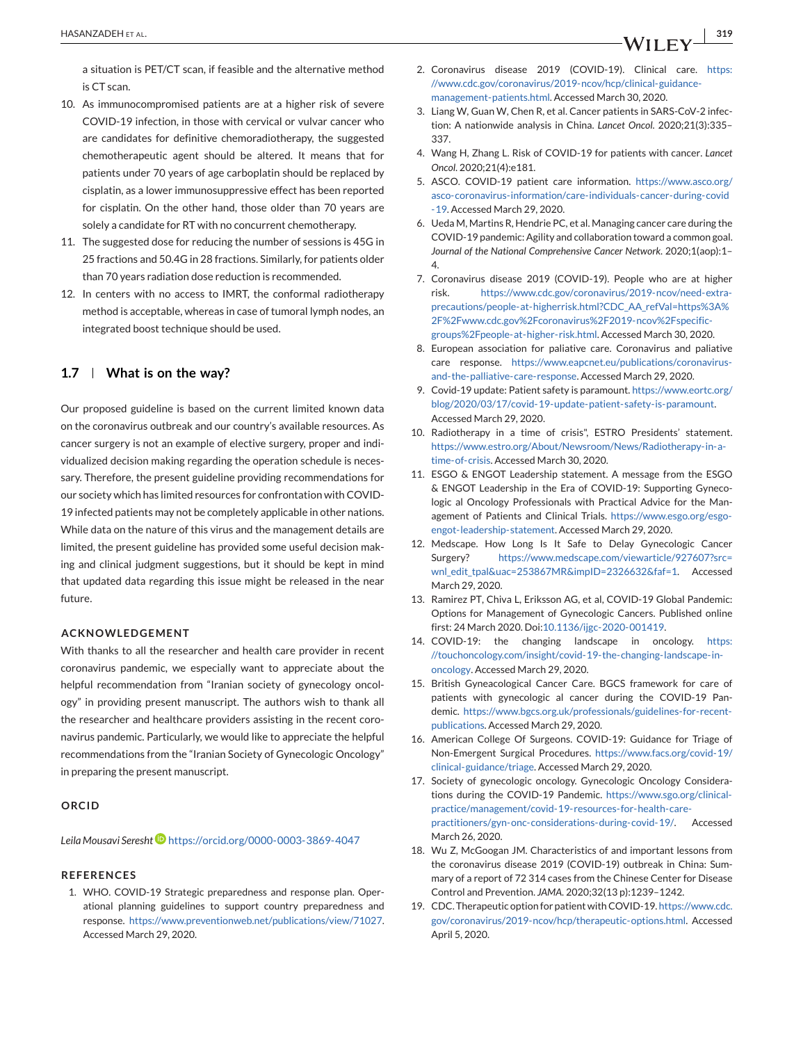a situation is PET/CT scan, if feasible and the alternative method is CT scan.

10. As immunocompromised patients are at a higher risk of severe COVID-19 infection, in those with cervical or vulvar cancer who are candidates for definitive chemoradiotherapy, the suggested chemotherapeutic agent should be altered. It means that for patients under 70 years of age carboplatin should be replaced by cisplatin, as a lower immunosuppressive effect has been reported for cisplatin. On the other hand, those older than 70 years are solely a candidate for RT with no concurrent chemotherapy.
11. The suggested dose for reducing the number of sessions is 45G in 25 fractions and 50.4G in 28 fractions. Similarly, for patients older than 70 years radiation dose reduction is recommended.
12. In centers with no access to IMRT, the conformal radiotherapy method is acceptable, whereas in case of tumoral lymph nodes, an integrated boost technique should be used.

## 1.7 | What is on the way?

Our proposed guideline is based on the current limited known data on the coronavirus outbreak and our country's available resources. As cancer surgery is not an example of elective surgery, proper and individualized decision making regarding the operation schedule is necessary. Therefore, the present guideline providing recommendations for our society which has limited resources for confrontation with COVID-19 infected patients may not be completely applicable in other nations. While data on the nature of this virus and the management details are limited, the present guideline has provided some useful decision making and clinical judgment suggestions, but it should be kept in mind that updated data regarding this issue might be released in the near future.

### ACKNOWLEDGEMENT

With thanks to all the researcher and health care provider in recent coronavirus pandemic, we especially want to appreciate about the helpful recommendation from "Iranian society of gynecology oncology" in providing present manuscript. The authors wish to thank all the researcher and healthcare providers assisting in the recent coronavirus pandemic. Particularly, we would like to appreciate the helpful recommendations from the "Iranian Society of Gynecologic Oncology" in preparing the present manuscript.

### ORCID

*Leila Mousavi Seresht* https://orcid.org/0000-0003-3869-4047

### REFERENCES

1. WHO. COVID-19 Strategic preparedness and response plan. Operational planning guidelines to support country preparedness and response. https://www.preventionweb.net/publications/view/71027. Accessed March 29, 2020.
2. Coronavirus disease 2019 (COVID-19). Clinical care. https://www.cdc.gov/coronavirus/2019-ncov/hcp/clinical-guidance-management-patients.html. Accessed March 30, 2020.
3. Liang W, Guan W, Chen R, et al. Cancer patients in SARS-CoV-2 infection: A nationwide analysis in China. *Lancet Oncol.* 2020;21(3):335–337.
4. Wang H, Zhang L. Risk of COVID-19 for patients with cancer. *Lancet Oncol.* 2020;21(4):e181.
5. ASCO. COVID-19 patient care information. https://www.asco.org/asco-coronavirus-information/care-individuals-cancer-during-covid-19. Accessed March 29, 2020.
6. Ueda M, Martins R, Hendrie PC, et al. Managing cancer care during the COVID-19 pandemic: Agility and collaboration toward a common goal. *Journal of the National Comprehensive Cancer Network*. 2020;1(aop):1–4.
7. Coronavirus disease 2019 (COVID-19). People who are at higher risk. https://www.cdc.gov/coronavirus/2019-ncov/need-extra-precautions/people-at-higherrisk.html?CDC_AA_refVal=https%3A%2F%2Fwww.cdc.gov%2Fcoronavirus%2F2019-ncov%2Fspecific-groups%2Fpeople-at-higher-risk.html. Accessed March 30, 2020.
8. European association for paliative care. Coronavirus and paliative care response. https://www.eapcnet.eu/publications/coronavirus-and-the-palliative-care-response. Accessed March 29, 2020.
9. Covid-19 update: Patient safety is paramount. https://www.eortc.org/blog/2020/03/17/covid-19-update-patient-safety-is-paramount. Accessed March 29, 2020.
10. Radiotherapy in a time of crisis", ESTRO Presidents' statement. https://www.estro.org/About/Newsroom/News/Radiotherapy-in-a-time-of-crisis. Accessed March 30, 2020.
11. ESGO & ENGOT Leadership statement. A message from the ESGO & ENGOT Leadership in the Era of COVID-19: Supporting Gynecologic al Oncology Professionals with Practical Advice for the Management of Patients and Clinical Trials. https://www.esgo.org/esgo-engot-leadership-statement. Accessed March 29, 2020.
12. Medscape. How Long Is It Safe to Delay Gynecologic Cancer Surgery? https://www.medscape.com/viewarticle/927607?src=wnl_edit_tpal&uac=253867MR&impID=2326632&faf=1. Accessed March 29, 2020.
13. Ramirez PT, Chiva L, Eriksson AG, et al, COVID-19 Global Pandemic: Options for Management of Gynecologic Cancers. Published online first: 24 March 2020. Doi:10.1136/ijgc-2020-001419.
14. COVID-19: the changing landscape in oncology. https://touchoncology.com/insight/covid-19-the-changing-landscape-in-oncology. Accessed March 29, 2020.
15. British Gyneacological Cancer Care. BGCS framework for care of patients with gynecologic al cancer during the COVID-19 Pandemic. https://www.bgcs.org.uk/professionals/guidelines-for-recent-publications. Accessed March 29, 2020.
16. American College Of Surgeons. COVID-19: Guidance for Triage of Non-Emergent Surgical Procedures. https://www.facs.org/covid-19/clinical-guidance/triage. Accessed March 29, 2020.
17. Society of gynecologic oncology. Gynecologic Oncology Considerations during the COVID-19 Pandemic. https://www.sgo.org/clinical-practice/management/covid-19-resources-for-health-care-practitioners/gyn-onc-considerations-during-covid-19/. Accessed March 26, 2020.
18. Wu Z, McGoogan JM. Characteristics of and important lessons from the coronavirus disease 2019 (COVID-19) outbreak in China: Summary of a report of 72 314 cases from the Chinese Center for Disease Control and Prevention. *JAMA*. 2020;32(13 p):1239–1242.
19. CDC. Therapeutic option for patient with COVID-19. https://www.cdc.gov/coronavirus/2019-ncov/hcp/therapeutic-options.html. Accessed April 5, 2020.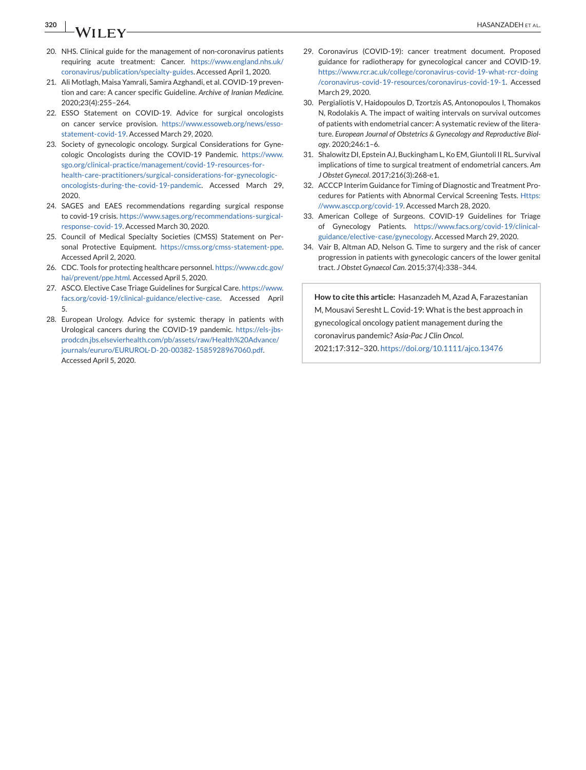20. NHS. Clinical guide for the management of non-coronavirus patients requiring acute treatment: Cancer. https://www.england.nhs.uk/coronavirus/publication/specialty-guides. Accessed April 1, 2020.
21. Ali Motlagh, Maisa Yamrali, Samira Azghandi, et al. COVID-19 prevention and care: A cancer specific Guideline. *Archive of Iranian Medicine.* 2020;23(4):255–264.
22. ESSO Statement on COVID-19. Advice for surgical oncologists on cancer service provision. https://www.essoweb.org/news/esso-statement-covid-19. Accessed March 29, 2020.
23. Society of gynecologic oncology. Surgical Considerations for Gynecologic Oncologists during the COVID-19 Pandemic. https://www.sgo.org/clinical-practice/management/covid-19-resources-for-health-care-practitioners/surgical-considerations-for-gynecologic-oncologists-during-the-covid-19-pandemic. Accessed March 29, 2020.
24. SAGES and EAES recommendations regarding surgical response to covid-19 crisis. https://www.sages.org/recommendations-surgical-response-covid-19. Accessed March 30, 2020.
25. Council of Medical Specialty Societies (CMSS) Statement on Personal Protective Equipment. https://cmss.org/cmss-statement-ppe. Accessed April 2, 2020.
26. CDC. Tools for protecting healthcare personnel. https://www.cdc.gov/hai/prevent/ppe.html. Accessed April 5, 2020.
27. ASCO. Elective Case Triage Guidelines for Surgical Care. https://www.facs.org/covid-19/clinical-guidance/elective-case. Accessed April 5.
28. European Urology. Advice for systemic therapy in patients with Urological cancers during the COVID-19 pandemic. https://els-jbs-prodcdn.jbs.elsevierhealth.com/pb/assets/raw/Health%20Advance/journals/eururo/EURUROL-D-20-00382-1585928967060.pdf. Accessed April 5, 2020.
29. Coronavirus (COVID-19): cancer treatment document. Proposed guidance for radiotherapy for gynecological cancer and COVID-19. https://www.rcr.ac.uk/college/coronavirus-covid-19-what-rcr-doing/coronavirus-covid-19-resources/coronavirus-covid-19-1. Accessed March 29, 2020.
30. Pergialiotis V, Haidopoulos D, Tzortzis AS, Antonopoulos I, Thomakos N, Rodolakis A. The impact of waiting intervals on survival outcomes of patients with endometrial cancer: A systematic review of the literature. *European Journal of Obstetrics & Gynecology and Reproductive Biology*. 2020;246:1–6.
31. Shalowitz DI, Epstein AJ, Buckingham L, Ko EM, Giuntoli II RL. Survival implications of time to surgical treatment of endometrial cancers. *Am J Obstet Gynecol*. 2017;216(3):268-e1.
32. ACCCP Interim Guidance for Timing of Diagnostic and Treatment Procedures for Patients with Abnormal Cervical Screening Tests. Https://www.asccp.org/covid-19. Accessed March 28, 2020.
33. American College of Surgeons. COVID-19 Guidelines for Triage of Gynecology Patients. https://www.facs.org/covid-19/clinical-guidance/elective-case/gynecology. Accessed March 29, 2020.
34. Vair B, Altman AD, Nelson G. Time to surgery and the risk of cancer progression in patients with gynecologic cancers of the lower genital tract. *J Obstet Gynaecol Can*. 2015;37(4):338–344.

**How to cite this article:** Hasanzadeh M, Azad A, Farazestanian M, Mousavi Seresht L. Covid-19: What is the best approach in gynecological oncology patient management during the coronavirus pandemic? *Asia-Pac J Clin Oncol*. 2021;17:312–320. https://doi.org/10.1111/ajco.13476